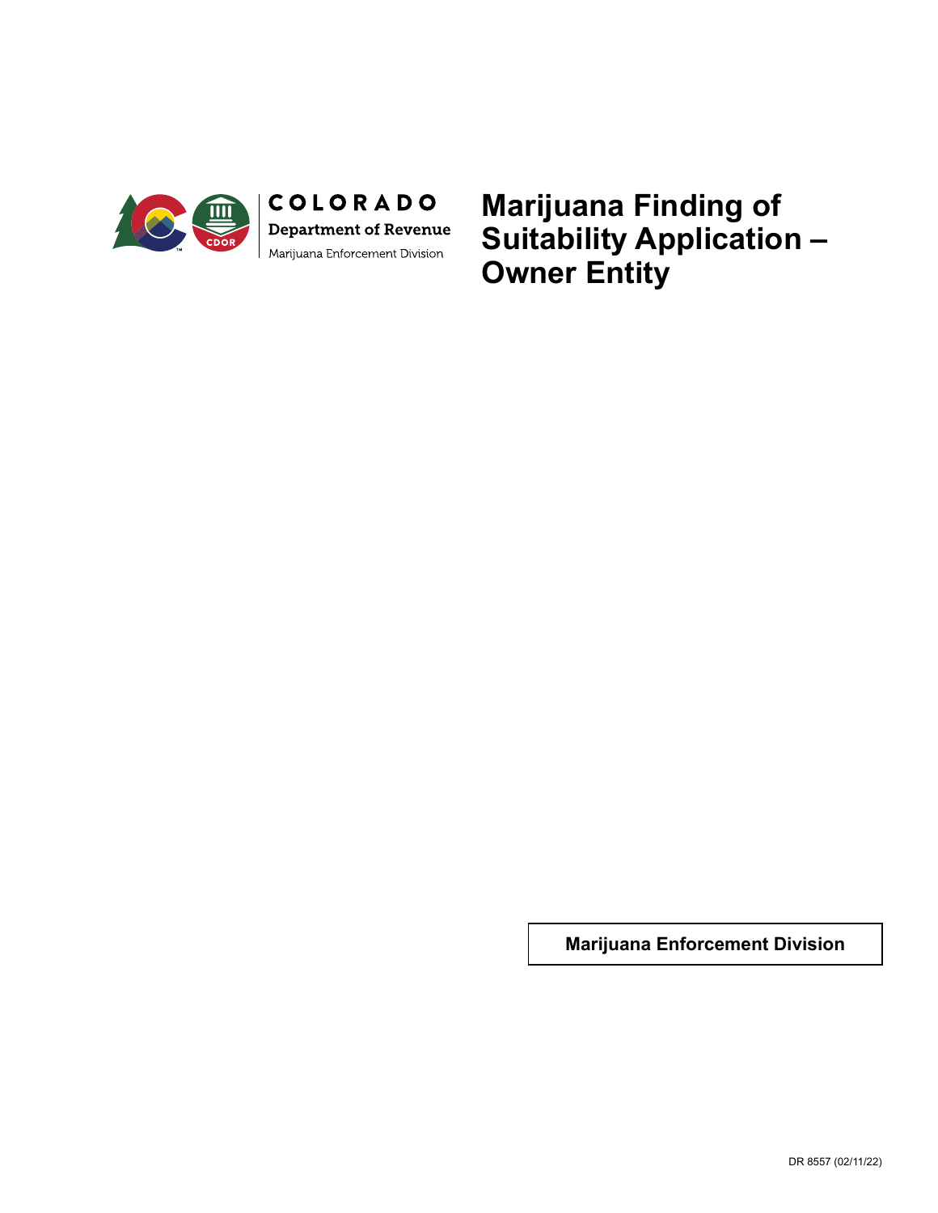COLORADO

Department of Revenue

Marijuana Enforcement Division

# Marijuana Finding of Suitability Application – Owner Entity

**Marijuana Enforcement Division**

DR 8557 (02/11/22)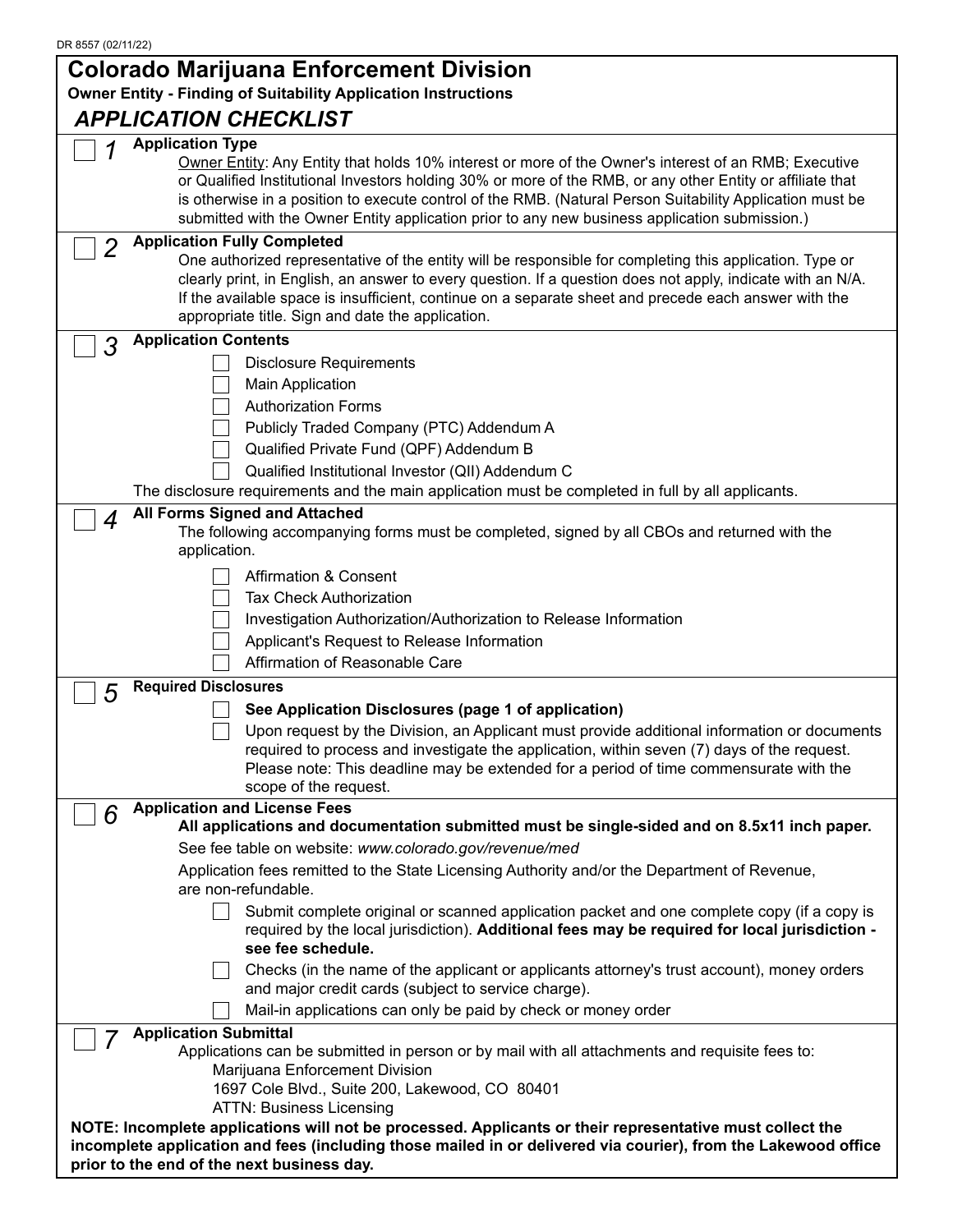DR 8557 (02/11/22)

# Colorado Marijuana Enforcement Division

**Owner Entity - Finding of Suitability Application Instructions**

## *APPLICATION CHECKLIST*

☐ **1 Application Type**

Owner Entity: Any Entity that holds 10% interest or more of the Owner's interest of an RMB; Executive or Qualified Institutional Investors holding 30% or more of the RMB, or any other Entity or affiliate that is otherwise in a position to execute control of the RMB. (Natural Person Suitability Application must be submitted with the Owner Entity application prior to any new business application submission.)

☐ **2 Application Fully Completed**

One authorized representative of the entity will be responsible for completing this application. Type or clearly print, in English, an answer to every question. If a question does not apply, indicate with an N/A. If the available space is insufficient, continue on a separate sheet and precede each answer with the appropriate title. Sign and date the application.

☐ **3 Application Contents**

- ☐ Disclosure Requirements
- ☐ Main Application
- ☐ Authorization Forms
- ☐ Publicly Traded Company (PTC) Addendum A
- ☐ Qualified Private Fund (QPF) Addendum B
- ☐ Qualified Institutional Investor (QII) Addendum C

The disclosure requirements and the main application must be completed in full by all applicants.

☐ **4 All Forms Signed and Attached**

The following accompanying forms must be completed, signed by all CBOs and returned with the application.

- ☐ Affirmation & Consent
- ☐ Tax Check Authorization
- ☐ Investigation Authorization/Authorization to Release Information
- ☐ Applicant's Request to Release Information
- ☐ Affirmation of Reasonable Care

☐ **5 Required Disclosures**

- ☐ **See Application Disclosures (page 1 of application)**
- ☐ Upon request by the Division, an Applicant must provide additional information or documents required to process and investigate the application, within seven (7) days of the request. Please note: This deadline may be extended for a period of time commensurate with the scope of the request.

☐ **6 Application and License Fees**

**All applications and documentation submitted must be single-sided and on 8.5x11 inch paper.**

See fee table on website: *www.colorado.gov/revenue/med*

Application fees remitted to the State Licensing Authority and/or the Department of Revenue, are non-refundable.

- ☐ Submit complete original or scanned application packet and one complete copy (if a copy is required by the local jurisdiction). **Additional fees may be required for local jurisdiction - see fee schedule.**
- ☐ Checks (in the name of the applicant or applicants attorney's trust account), money orders and major credit cards (subject to service charge).
- ☐ Mail-in applications can only be paid by check or money order

☐ **7 Application Submittal**

Applications can be submitted in person or by mail with all attachments and requisite fees to:

Marijuana Enforcement Division
1697 Cole Blvd., Suite 200, Lakewood, CO 80401
ATTN: Business Licensing

**NOTE: Incomplete applications will not be processed. Applicants or their representative must collect the incomplete application and fees (including those mailed in or delivered via courier), from the Lakewood office prior to the end of the next business day.**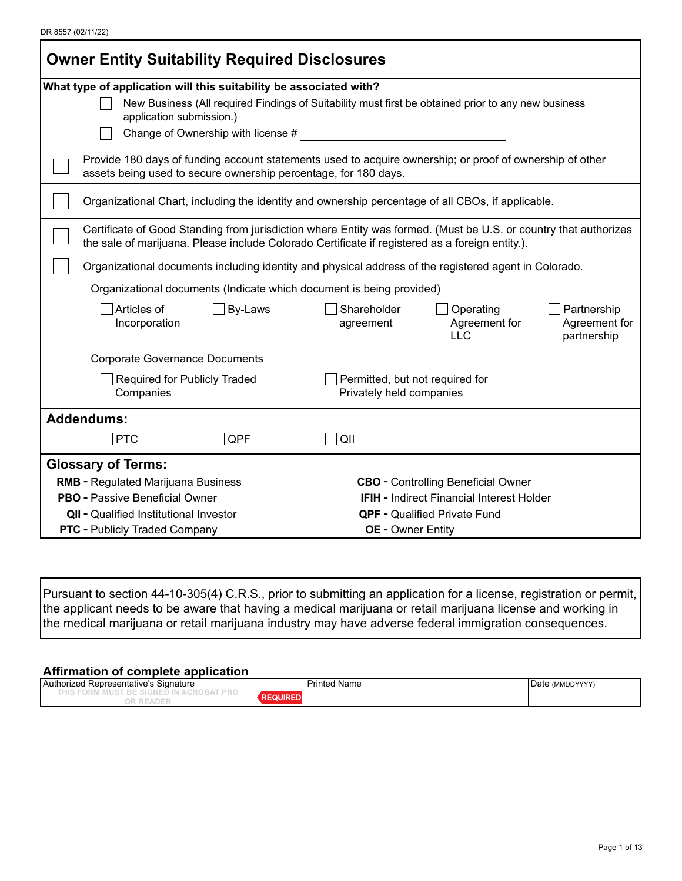## Owner Entity Suitability Required Disclosures

**What type of application will this suitability be associated with?**

- [ ] New Business (All required Findings of Suitability must first be obtained prior to any new business application submission.)
- [ ] Change of Ownership with license # ______________________

- [ ] Provide 180 days of funding account statements used to acquire ownership; or proof of ownership of other assets being used to secure ownership percentage, for 180 days.

- [ ] Organizational Chart, including the identity and ownership percentage of all CBOs, if applicable.

- [ ] Certificate of Good Standing from jurisdiction where Entity was formed. (Must be U.S. or country that authorizes the sale of marijuana. Please include Colorado Certificate if registered as a foreign entity.).

- [ ] Organizational documents including identity and physical address of the registered agent in Colorado.

Organizational documents (Indicate which document is being provided)

- [ ] Articles of Incorporation
- [ ] By-Laws
- [ ] Shareholder agreement
- [ ] Operating Agreement for LLC
- [ ] Partnership Agreement for partnership

Corporate Governance Documents

- [ ] Required for Publicly Traded Companies
- [ ] Permitted, but not required for Privately held companies

### Addendums:

- [ ] PTC
- [ ] QPF
- [ ] QII

### Glossary of Terms:

| | |
|---|---|
| **RMB** - Regulated Marijuana Business | **CBO** - Controlling Beneficial Owner |
| **PBO** - Passive Beneficial Owner | **IFIH** - Indirect Financial Interest Holder |
| **QII** - Qualified Institutional Investor | **QPF** - Qualified Private Fund |
| **PTC** - Publicly Traded Company | **OE** - Owner Entity |

Pursuant to section 44-10-305(4) C.R.S., prior to submitting an application for a license, registration or permit, the applicant needs to be aware that having a medical marijuana or retail marijuana license and working in the medical marijuana or retail marijuana industry may have adverse federal immigration consequences.

### Affirmation of complete application

| Authorized Representative's Signature | Printed Name | Date (MMDDYYYY) |
|---|---|---|
| THIS FORM MUST BE SIGNED IN ACROBAT PRO OR READER — REQUIRED | | |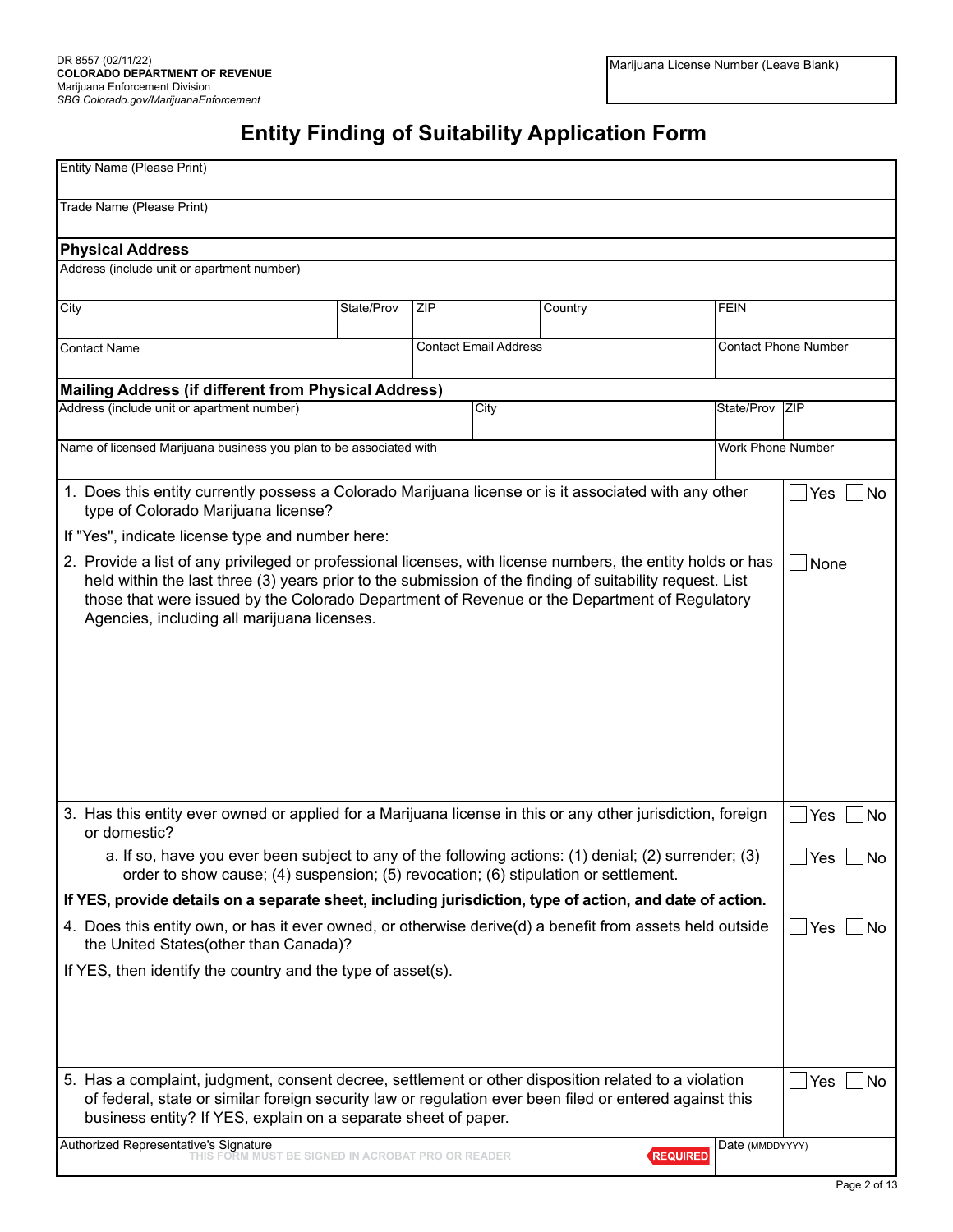DR 8557 (02/11/22)
**COLORADO DEPARTMENT OF REVENUE**
Marijuana Enforcement Division
*SBG.Colorado.gov/MarijuanaEnforcement*

| Marijuana License Number (Leave Blank) |
|---|
| |

# Entity Finding of Suitability Application Form

| Entity Name (Please Print) | | | | |
|---|---|---|---|---|
| Trade Name (Please Print) | | | | |

**Physical Address**

| Address (include unit or apartment number) | | | | |
|---|---|---|---|---|
| City | State/Prov | ZIP | Country | FEIN |
| Contact Name | | Contact Email Address | | Contact Phone Number |

**Mailing Address (if different from Physical Address)**

| Address (include unit or apartment number) | City | State/Prov | ZIP |
|---|---|---|---|
| Name of licensed Marijuana business you plan to be associated with | | Work Phone Number | |

| Question | Answer |
|---|---|
| 1. Does this entity currently possess a Colorado Marijuana license or is it associated with any other type of Colorado Marijuana license?<br>If "Yes", indicate license type and number here: | ☐ Yes ☐ No |
| 2. Provide a list of any privileged or professional licenses, with license numbers, the entity holds or has held within the last three (3) years prior to the submission of the finding of suitability request. List those that were issued by the Colorado Department of Revenue or the Department of Regulatory Agencies, including all marijuana licenses. | ☐ None |
| 3. Has this entity ever owned or applied for a Marijuana license in this or any other jurisdiction, foreign or domestic? | ☐ Yes ☐ No |
| a. If so, have you ever been subject to any of the following actions: (1) denial; (2) surrender; (3) order to show cause; (4) suspension; (5) revocation; (6) stipulation or settlement. | ☐ Yes ☐ No |
| **If YES, provide details on a separate sheet, including jurisdiction, type of action, and date of action.** | |
| 4. Does this entity own, or has it ever owned, or otherwise derive(d) a benefit from assets held outside the United States(other than Canada)?<br>If YES, then identify the country and the type of asset(s). | ☐ Yes ☐ No |
| 5. Has a complaint, judgment, consent decree, settlement or other disposition related to a violation of federal, state or similar foreign security law or regulation ever been filed or entered against this business entity? If YES, explain on a separate sheet of paper. | ☐ Yes ☐ No |

| Authorized Representative's Signature (THIS FORM MUST BE SIGNED IN ACROBAT PRO OR READER) REQUIRED | Date (MMDDYYYY) |
|---|---|
| | |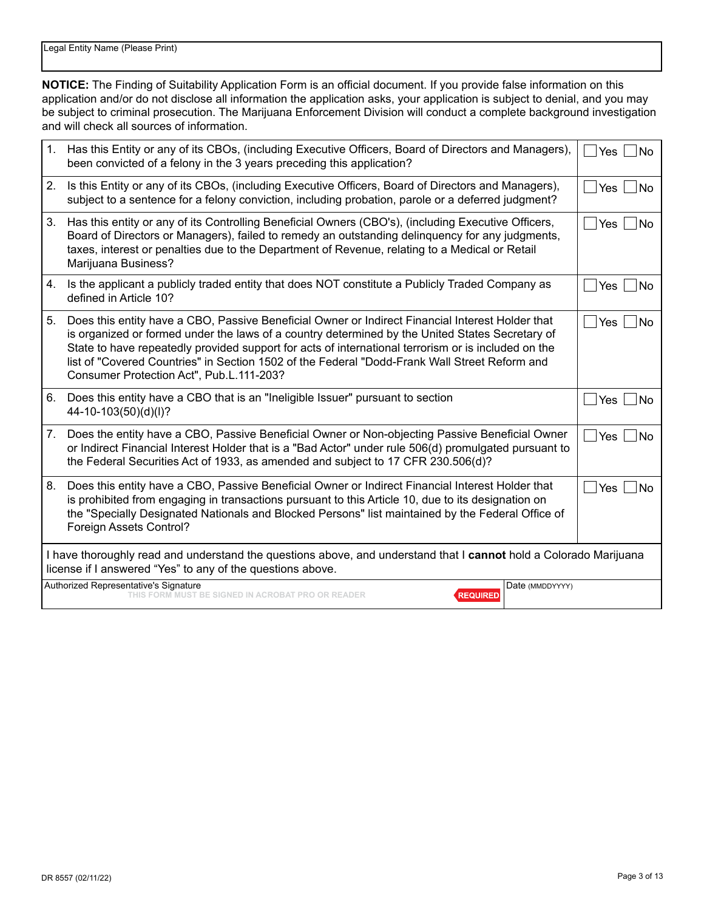Legal Entity Name (Please Print)

**NOTICE:** The Finding of Suitability Application Form is an official document. If you provide false information on this application and/or do not disclose all information the application asks, your application is subject to denial, and you may be subject to criminal prosecution. The Marijuana Enforcement Division will conduct a complete background investigation and will check all sources of information.

| | Question | Answer |
|---|---|---|
| 1. | Has this Entity or any of its CBOs, (including Executive Officers, Board of Directors and Managers), been convicted of a felony in the 3 years preceding this application? | ☐ Yes ☐ No |
| 2. | Is this Entity or any of its CBOs, (including Executive Officers, Board of Directors and Managers), subject to a sentence for a felony conviction, including probation, parole or a deferred judgment? | ☐ Yes ☐ No |
| 3. | Has this entity or any of its Controlling Beneficial Owners (CBO's), (including Executive Officers, Board of Directors or Managers), failed to remedy an outstanding delinquency for any judgments, taxes, interest or penalties due to the Department of Revenue, relating to a Medical or Retail Marijuana Business? | ☐ Yes ☐ No |
| 4. | Is the applicant a publicly traded entity that does NOT constitute a Publicly Traded Company as defined in Article 10? | ☐ Yes ☐ No |
| 5. | Does this entity have a CBO, Passive Beneficial Owner or Indirect Financial Interest Holder that is organized or formed under the laws of a country determined by the United States Secretary of State to have repeatedly provided support for acts of international terrorism or is included on the list of "Covered Countries" in Section 1502 of the Federal "Dodd-Frank Wall Street Reform and Consumer Protection Act", Pub.L.111-203? | ☐ Yes ☐ No |
| 6. | Does this entity have a CBO that is an "Ineligible Issuer" pursuant to section 44-10-103(50)(d)(I)? | ☐ Yes ☐ No |
| 7. | Does the entity have a CBO, Passive Beneficial Owner or Non-objecting Passive Beneficial Owner or Indirect Financial Interest Holder that is a "Bad Actor" under rule 506(d) promulgated pursuant to the Federal Securities Act of 1933, as amended and subject to 17 CFR 230.506(d)? | ☐ Yes ☐ No |
| 8. | Does this entity have a CBO, Passive Beneficial Owner or Indirect Financial Interest Holder that is prohibited from engaging in transactions pursuant to this Article 10, due to its designation on the "Specially Designated Nationals and Blocked Persons" list maintained by the Federal Office of Foreign Assets Control? | ☐ Yes ☐ No |

I have thoroughly read and understand the questions above, and understand that I **cannot** hold a Colorado Marijuana license if I answered "Yes" to any of the questions above.

| Authorized Representative's Signature | Date (MMDDYYYY) |
|---|---|
| THIS FORM MUST BE SIGNED IN ACROBAT PRO OR READER — REQUIRED | |

DR 8557 (02/11/22)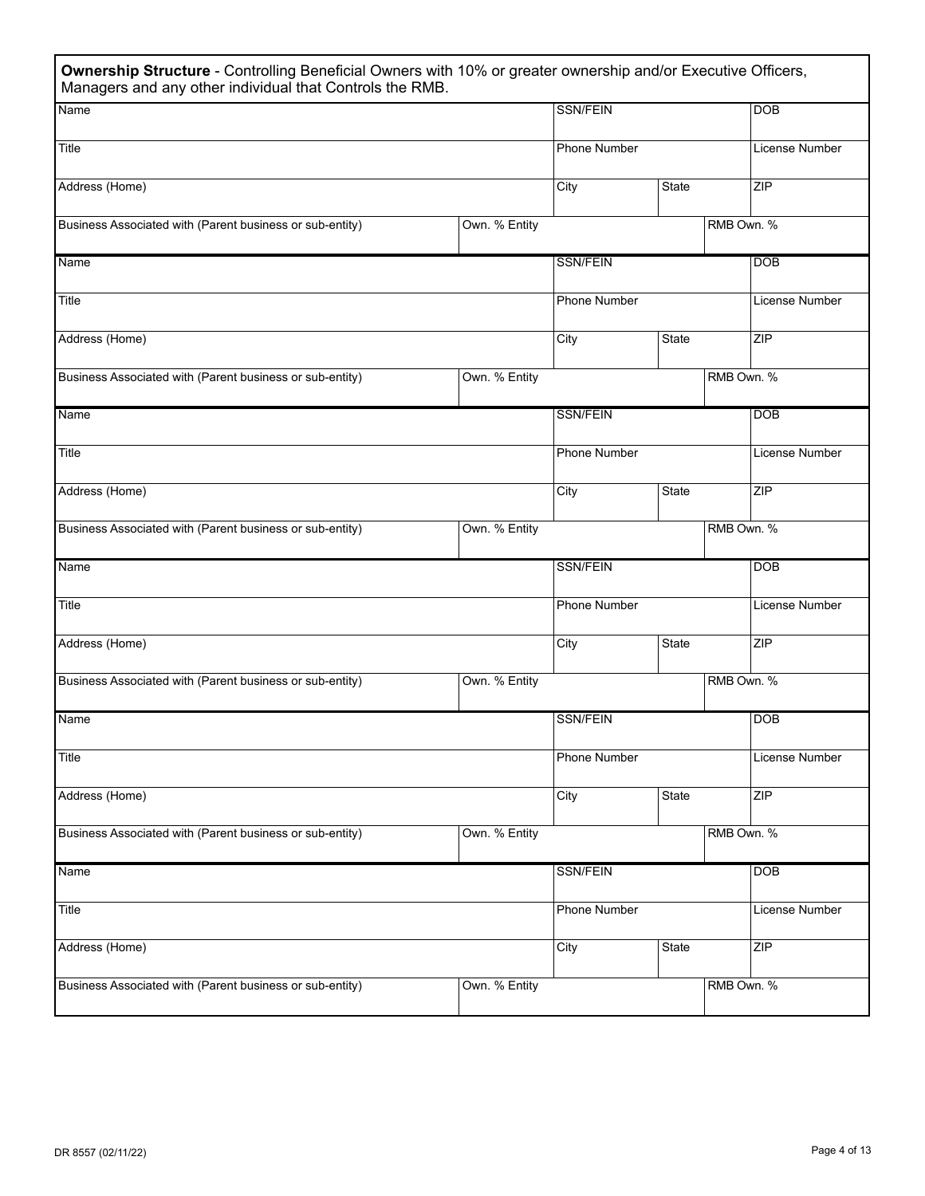**Ownership Structure** - Controlling Beneficial Owners with 10% or greater ownership and/or Executive Officers, Managers and any other individual that Controls the RMB.

| Name | | SSN/FEIN | | DOB |
|---|---|---|---|---|
| Title | | Phone Number | | License Number |
| Address (Home) | | City | State | ZIP |
| Business Associated with (Parent business or sub-entity) | Own. % Entity | | RMB Own. % | |

| Name | | SSN/FEIN | | DOB |
|---|---|---|---|---|
| Title | | Phone Number | | License Number |
| Address (Home) | | City | State | ZIP |
| Business Associated with (Parent business or sub-entity) | Own. % Entity | | RMB Own. % | |

| Name | | SSN/FEIN | | DOB |
|---|---|---|---|---|
| Title | | Phone Number | | License Number |
| Address (Home) | | City | State | ZIP |
| Business Associated with (Parent business or sub-entity) | Own. % Entity | | RMB Own. % | |

| Name | | SSN/FEIN | | DOB |
|---|---|---|---|---|
| Title | | Phone Number | | License Number |
| Address (Home) | | City | State | ZIP |
| Business Associated with (Parent business or sub-entity) | Own. % Entity | | RMB Own. % | |

| Name | | SSN/FEIN | | DOB |
|---|---|---|---|---|
| Title | | Phone Number | | License Number |
| Address (Home) | | City | State | ZIP |
| Business Associated with (Parent business or sub-entity) | Own. % Entity | | RMB Own. % | |

| Name | | SSN/FEIN | | DOB |
|---|---|---|---|---|
| Title | | Phone Number | | License Number |
| Address (Home) | | City | State | ZIP |
| Business Associated with (Parent business or sub-entity) | Own. % Entity | | RMB Own. % | |

DR 8557 (02/11/22)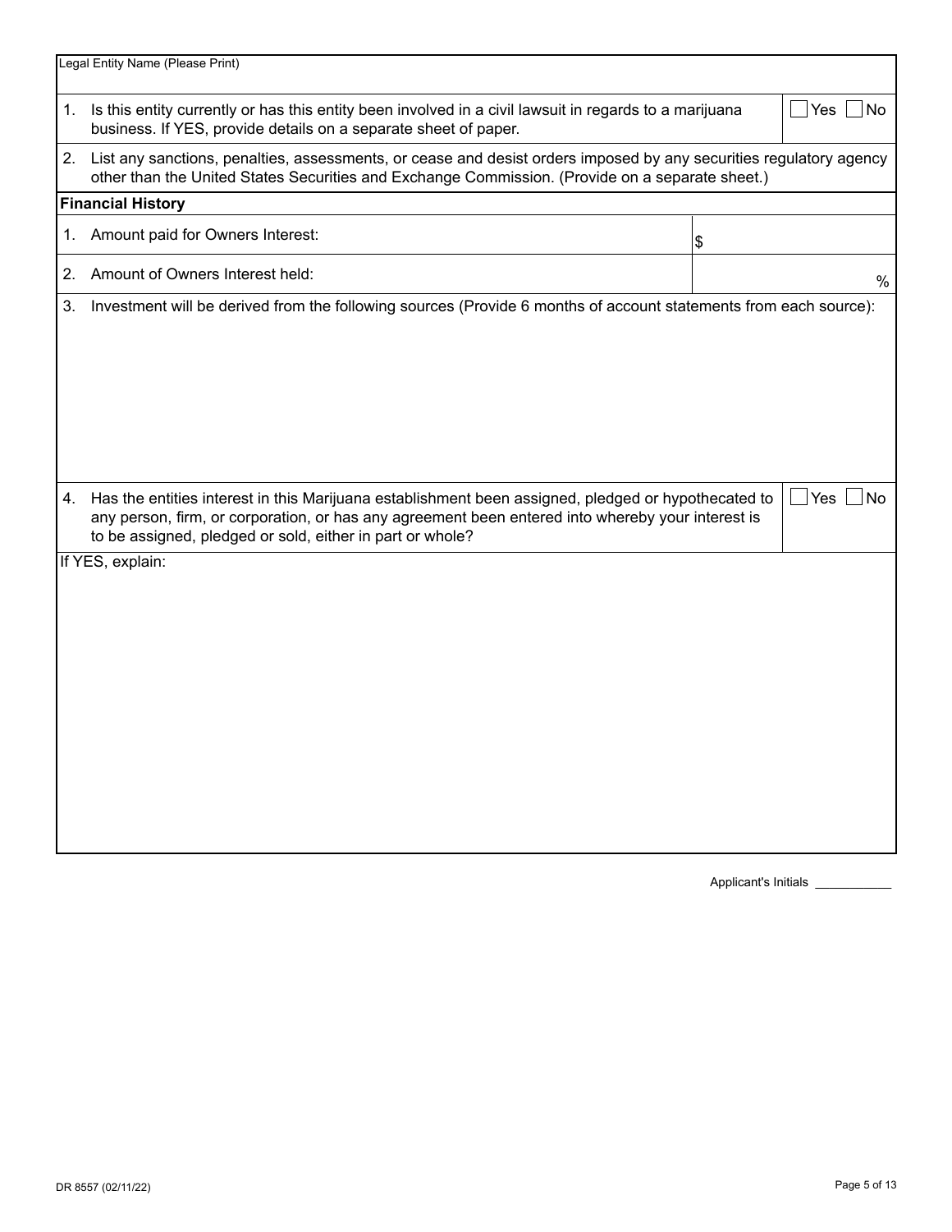Legal Entity Name (Please Print)

1. Is this entity currently or has this entity been involved in a civil lawsuit in regards to a marijuana business. If YES, provide details on a separate sheet of paper. ☐ Yes ☐ No

2. List any sanctions, penalties, assessments, or cease and desist orders imposed by any securities regulatory agency other than the United States Securities and Exchange Commission. (Provide on a separate sheet.)

**Financial History**

| | |
|---|---|
| 1. Amount paid for Owners Interest: | $ |
| 2. Amount of Owners Interest held: | % |

3. Investment will be derived from the following sources (Provide 6 months of account statements from each source):

4. Has the entities interest in this Marijuana establishment been assigned, pledged or hypothecated to any person, firm, or corporation, or has any agreement been entered into whereby your interest is to be assigned, pledged or sold, either in part or whole? ☐ Yes ☐ No

If YES, explain:

Applicant's Initials ___________

DR 8557 (02/11/22)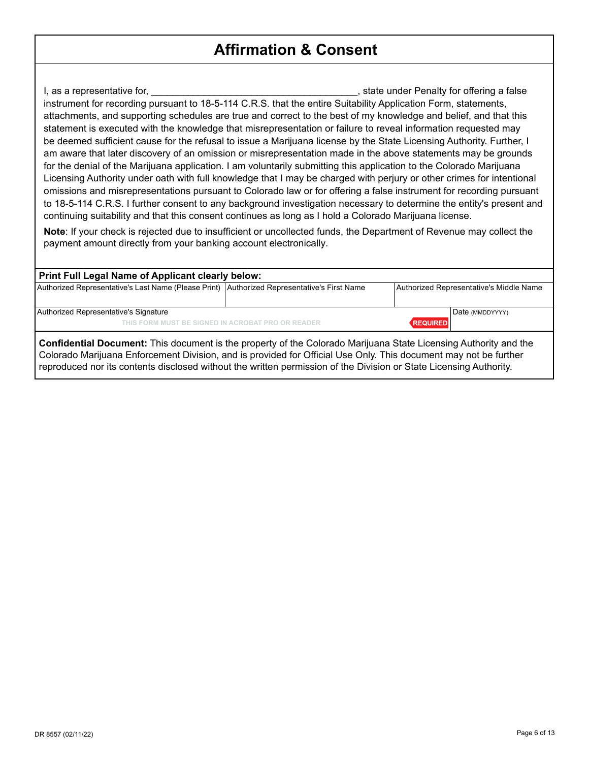# Affirmation & Consent

I, as a representative for, _______________________________________, state under Penalty for offering a false instrument for recording pursuant to 18-5-114 C.R.S. that the entire Suitability Application Form, statements, attachments, and supporting schedules are true and correct to the best of my knowledge and belief, and that this statement is executed with the knowledge that misrepresentation or failure to reveal information requested may be deemed sufficient cause for the refusal to issue a Marijuana license by the State Licensing Authority. Further, I am aware that later discovery of an omission or misrepresentation made in the above statements may be grounds for the denial of the Marijuana application. I am voluntarily submitting this application to the Colorado Marijuana Licensing Authority under oath with full knowledge that I may be charged with perjury or other crimes for intentional omissions and misrepresentations pursuant to Colorado law or for offering a false instrument for recording pursuant to 18-5-114 C.R.S. I further consent to any background investigation necessary to determine the entity's present and continuing suitability and that this consent continues as long as I hold a Colorado Marijuana license.

**Note**: If your check is rejected due to insufficient or uncollected funds, the Department of Revenue may collect the payment amount directly from your banking account electronically.

**Print Full Legal Name of Applicant clearly below:**

| Authorized Representative's Last Name (Please Print) | Authorized Representative's First Name | Authorized Representative's Middle Name |
|---|---|---|
| | | |

| Authorized Representative's Signature | Date (MMDDYYYY) |
|---|---|
| THIS FORM MUST BE SIGNED IN ACROBAT PRO OR READER REQUIRED | |

**Confidential Document:** This document is the property of the Colorado Marijuana State Licensing Authority and the Colorado Marijuana Enforcement Division, and is provided for Official Use Only. This document may not be further reproduced nor its contents disclosed without the written permission of the Division or State Licensing Authority.

DR 8557 (02/11/22)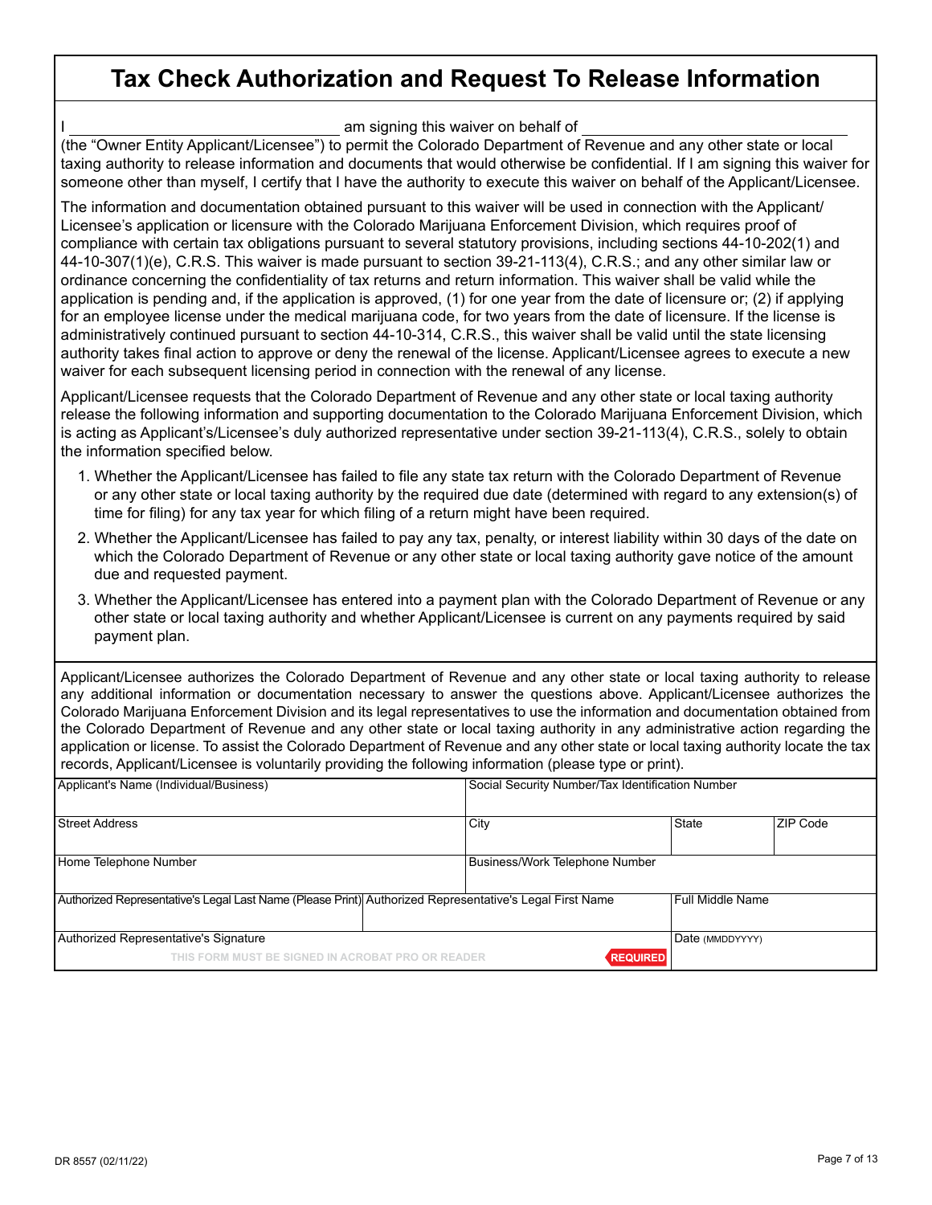# Tax Check Authorization and Request To Release Information

I ______________________________ am signing this waiver on behalf of ______________________________ (the "Owner Entity Applicant/Licensee") to permit the Colorado Department of Revenue and any other state or local taxing authority to release information and documents that would otherwise be confidential. If I am signing this waiver for someone other than myself, I certify that I have the authority to execute this waiver on behalf of the Applicant/Licensee.

The information and documentation obtained pursuant to this waiver will be used in connection with the Applicant/Licensee's application or licensure with the Colorado Marijuana Enforcement Division, which requires proof of compliance with certain tax obligations pursuant to several statutory provisions, including sections 44-10-202(1) and 44-10-307(1)(e), C.R.S. This waiver is made pursuant to section 39-21-113(4), C.R.S.; and any other similar law or ordinance concerning the confidentiality of tax returns and return information. This waiver shall be valid while the application is pending and, if the application is approved, (1) for one year from the date of licensure or; (2) if applying for an employee license under the medical marijuana code, for two years from the date of licensure. If the license is administratively continued pursuant to section 44-10-314, C.R.S., this waiver shall be valid until the state licensing authority takes final action to approve or deny the renewal of the license. Applicant/Licensee agrees to execute a new waiver for each subsequent licensing period in connection with the renewal of any license.

Applicant/Licensee requests that the Colorado Department of Revenue and any other state or local taxing authority release the following information and supporting documentation to the Colorado Marijuana Enforcement Division, which is acting as Applicant's/Licensee's duly authorized representative under section 39-21-113(4), C.R.S., solely to obtain the information specified below.

1. Whether the Applicant/Licensee has failed to file any state tax return with the Colorado Department of Revenue or any other state or local taxing authority by the required due date (determined with regard to any extension(s) of time for filing) for any tax year for which filing of a return might have been required.
2. Whether the Applicant/Licensee has failed to pay any tax, penalty, or interest liability within 30 days of the date on which the Colorado Department of Revenue or any other state or local taxing authority gave notice of the amount due and requested payment.
3. Whether the Applicant/Licensee has entered into a payment plan with the Colorado Department of Revenue or any other state or local taxing authority and whether Applicant/Licensee is current on any payments required by said payment plan.

Applicant/Licensee authorizes the Colorado Department of Revenue and any other state or local taxing authority to release any additional information or documentation necessary to answer the questions above. Applicant/Licensee authorizes the Colorado Marijuana Enforcement Division and its legal representatives to use the information and documentation obtained from the Colorado Department of Revenue and any other state or local taxing authority in any administrative action regarding the application or license. To assist the Colorado Department of Revenue and any other state or local taxing authority locate the tax records, Applicant/Licensee is voluntarily providing the following information (please type or print).

| Applicant's Name (Individual/Business) | | Social Security Number/Tax Identification Number | | |
|---|---|---|---|---|
| Street Address | | City | State | ZIP Code |
| Home Telephone Number | | Business/Work Telephone Number | | |
| Authorized Representative's Legal Last Name (Please Print) | Authorized Representative's Legal First Name | | Full Middle Name | |
| Authorized Representative's Signature<br>THIS FORM MUST BE SIGNED IN ACROBAT PRO OR READER — REQUIRED | | | Date (MMDDYYYY) | |

DR 8557 (02/11/22)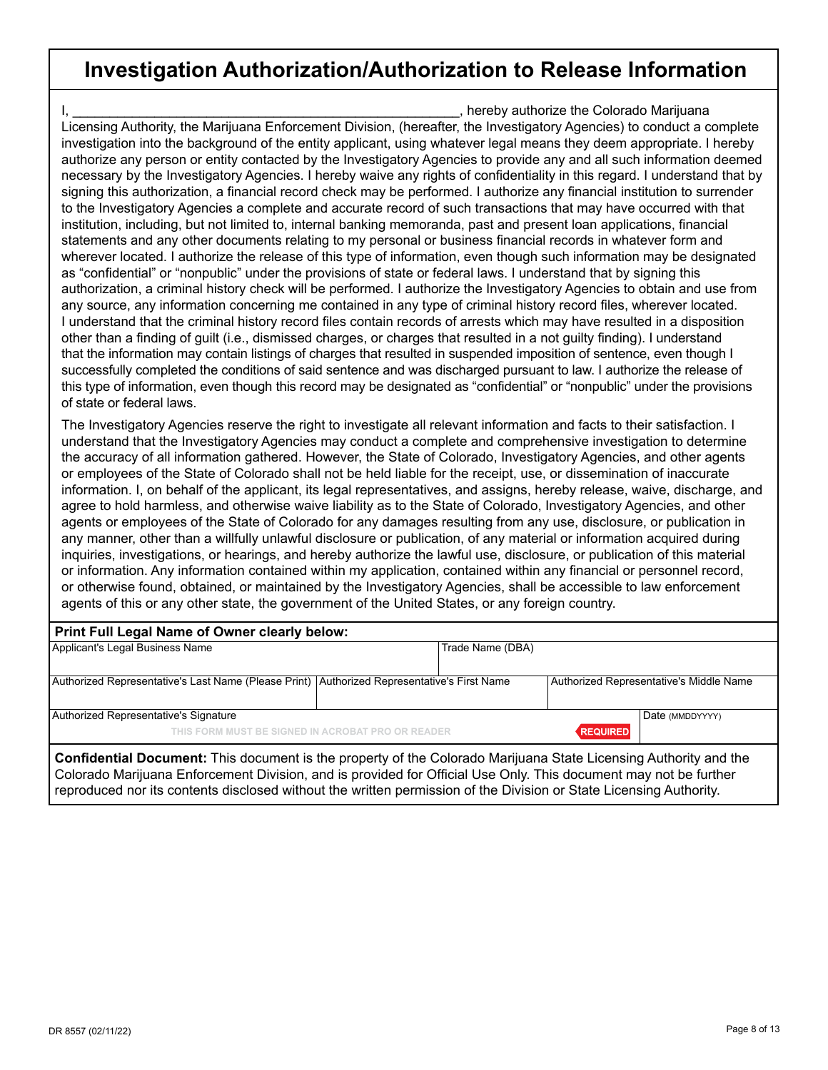# Investigation Authorization/Authorization to Release Information

I, ______________________________________________________, hereby authorize the Colorado Marijuana Licensing Authority, the Marijuana Enforcement Division, (hereafter, the Investigatory Agencies) to conduct a complete investigation into the background of the entity applicant, using whatever legal means they deem appropriate. I hereby authorize any person or entity contacted by the Investigatory Agencies to provide any and all such information deemed necessary by the Investigatory Agencies. I hereby waive any rights of confidentiality in this regard. I understand that by signing this authorization, a financial record check may be performed. I authorize any financial institution to surrender to the Investigatory Agencies a complete and accurate record of such transactions that may have occurred with that institution, including, but not limited to, internal banking memoranda, past and present loan applications, financial statements and any other documents relating to my personal or business financial records in whatever form and wherever located. I authorize the release of this type of information, even though such information may be designated as "confidential" or "nonpublic" under the provisions of state or federal laws. I understand that by signing this authorization, a criminal history check will be performed. I authorize the Investigatory Agencies to obtain and use from any source, any information concerning me contained in any type of criminal history record files, wherever located. I understand that the criminal history record files contain records of arrests which may have resulted in a disposition other than a finding of guilt (i.e., dismissed charges, or charges that resulted in a not guilty finding). I understand that the information may contain listings of charges that resulted in suspended imposition of sentence, even though I successfully completed the conditions of said sentence and was discharged pursuant to law. I authorize the release of this type of information, even though this record may be designated as "confidential" or "nonpublic" under the provisions of state or federal laws.

The Investigatory Agencies reserve the right to investigate all relevant information and facts to their satisfaction. I understand that the Investigatory Agencies may conduct a complete and comprehensive investigation to determine the accuracy of all information gathered. However, the State of Colorado, Investigatory Agencies, and other agents or employees of the State of Colorado shall not be held liable for the receipt, use, or dissemination of inaccurate information. I, on behalf of the applicant, its legal representatives, and assigns, hereby release, waive, discharge, and agree to hold harmless, and otherwise waive liability as to the State of Colorado, Investigatory Agencies, and other agents or employees of the State of Colorado for any damages resulting from any use, disclosure, or publication in any manner, other than a willfully unlawful disclosure or publication, of any material or information acquired during inquiries, investigations, or hearings, and hereby authorize the lawful use, disclosure, or publication of this material or information. Any information contained within my application, contained within any financial or personnel record, or otherwise found, obtained, or maintained by the Investigatory Agencies, shall be accessible to law enforcement agents of this or any other state, the government of the United States, or any foreign country.

**Print Full Legal Name of Owner clearly below:**

| Applicant's Legal Business Name | | Trade Name (DBA) | |
|---|---|---|---|
| | | | |
| Authorized Representative's Last Name (Please Print) | Authorized Representative's First Name | | Authorized Representative's Middle Name |
| | | | |
| Authorized Representative's Signature | | | Date (MMDDYYYY) |
| THIS FORM MUST BE SIGNED IN ACROBAT PRO OR READER | | REQUIRED | |

**Confidential Document:** This document is the property of the Colorado Marijuana State Licensing Authority and the Colorado Marijuana Enforcement Division, and is provided for Official Use Only. This document may not be further reproduced nor its contents disclosed without the written permission of the Division or State Licensing Authority.

DR 8557 (02/11/22)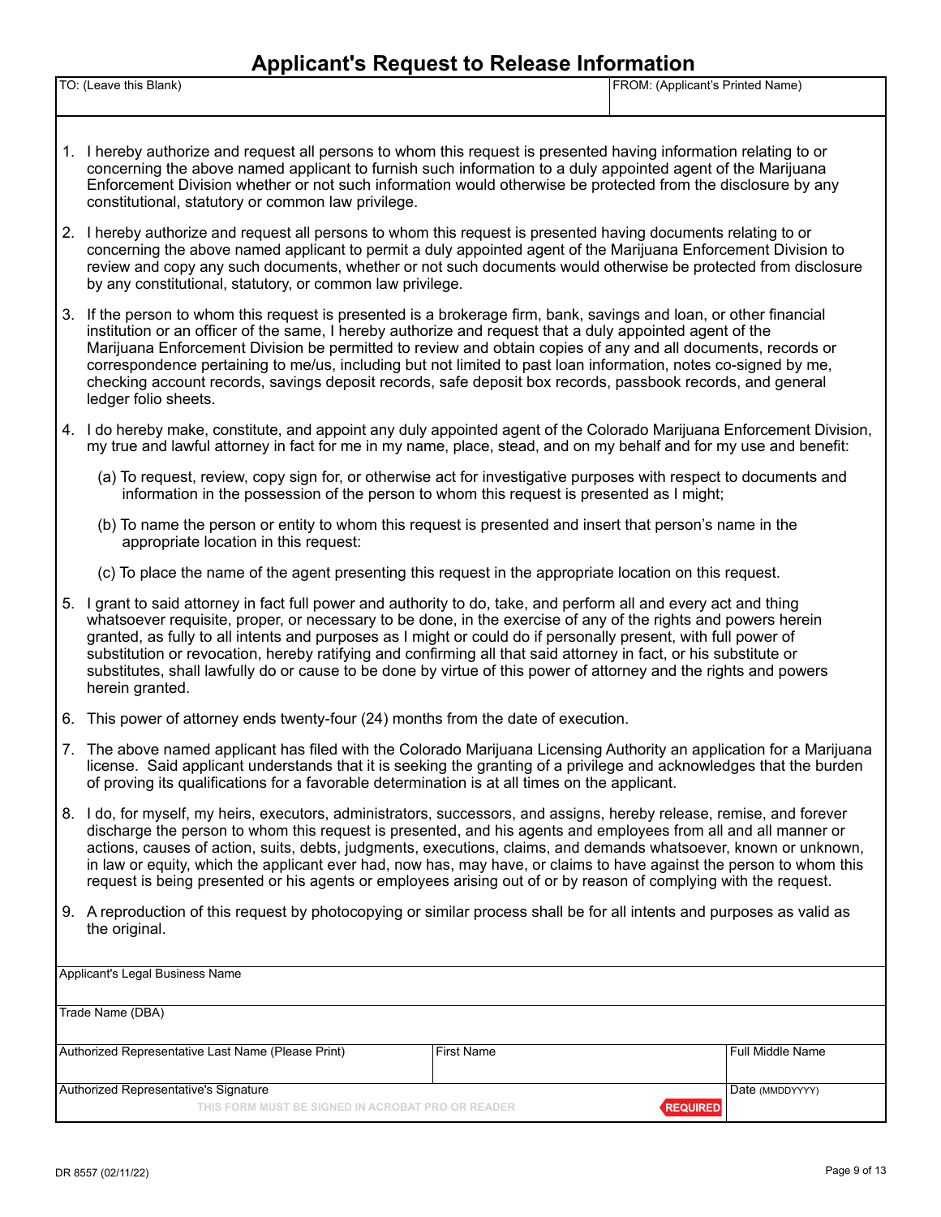# Applicant's Request to Release Information

| TO: (Leave this Blank) | FROM: (Applicant's Printed Name) |
|---|---|
| | |

1. I hereby authorize and request all persons to whom this request is presented having information relating to or concerning the above named applicant to furnish such information to a duly appointed agent of the Marijuana Enforcement Division whether or not such information would otherwise be protected from the disclosure by any constitutional, statutory or common law privilege.

2. I hereby authorize and request all persons to whom this request is presented having documents relating to or concerning the above named applicant to permit a duly appointed agent of the Marijuana Enforcement Division to review and copy any such documents, whether or not such documents would otherwise be protected from disclosure by any constitutional, statutory, or common law privilege.

3. If the person to whom this request is presented is a brokerage firm, bank, savings and loan, or other financial institution or an officer of the same, I hereby authorize and request that a duly appointed agent of the Marijuana Enforcement Division be permitted to review and obtain copies of any and all documents, records or correspondence pertaining to me/us, including but not limited to past loan information, notes co-signed by me, checking account records, savings deposit records, safe deposit box records, passbook records, and general ledger folio sheets.

4. I do hereby make, constitute, and appoint any duly appointed agent of the Colorado Marijuana Enforcement Division, my true and lawful attorney in fact for me in my name, place, stead, and on my behalf and for my use and benefit:

   (a) To request, review, copy sign for, or otherwise act for investigative purposes with respect to documents and information in the possession of the person to whom this request is presented as I might;

   (b) To name the person or entity to whom this request is presented and insert that person's name in the appropriate location in this request:

   (c) To place the name of the agent presenting this request in the appropriate location on this request.

5. I grant to said attorney in fact full power and authority to do, take, and perform all and every act and thing whatsoever requisite, proper, or necessary to be done, in the exercise of any of the rights and powers herein granted, as fully to all intents and purposes as I might or could do if personally present, with full power of substitution or revocation, hereby ratifying and confirming all that said attorney in fact, or his substitute or substitutes, shall lawfully do or cause to be done by virtue of this power of attorney and the rights and powers herein granted.

6. This power of attorney ends twenty-four (24) months from the date of execution.

7. The above named applicant has filed with the Colorado Marijuana Licensing Authority an application for a Marijuana license. Said applicant understands that it is seeking the granting of a privilege and acknowledges that the burden of proving its qualifications for a favorable determination is at all times on the applicant.

8. I do, for myself, my heirs, executors, administrators, successors, and assigns, hereby release, remise, and forever discharge the person to whom this request is presented, and his agents and employees from all and all manner or actions, causes of action, suits, debts, judgments, executions, claims, and demands whatsoever, known or unknown, in law or equity, which the applicant ever had, now has, may have, or claims to have against the person to whom this request is being presented or his agents or employees arising out of or by reason of complying with the request.

9. A reproduction of this request by photocopying or similar process shall be for all intents and purposes as valid as the original.

| Applicant's Legal Business Name | | |
|---|---|---|
| **Trade Name (DBA)** | | |
| **Authorized Representative Last Name (Please Print)** | **First Name** | **Full Middle Name** |
| **Authorized Representative's Signature** THIS FORM MUST BE SIGNED IN ACROBAT PRO OR READER — REQUIRED | | **Date (MMDDYYYY)** |

DR 8557 (02/11/22)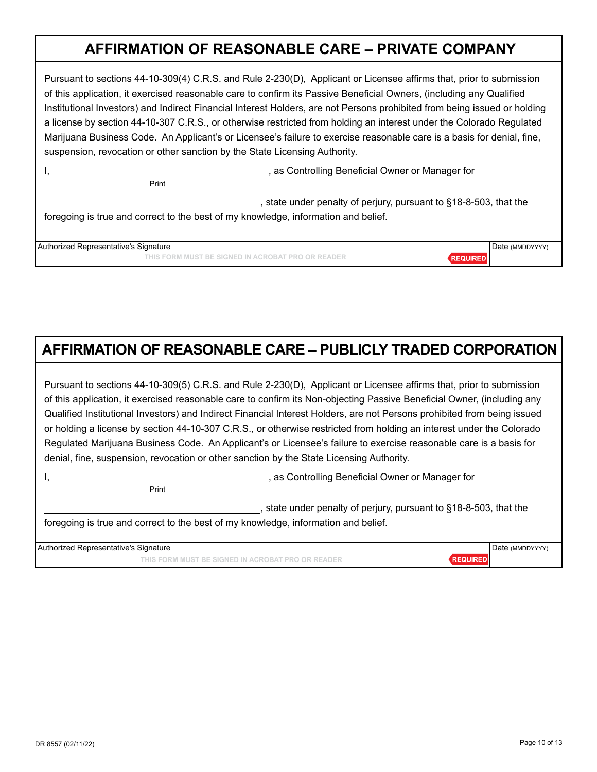## AFFIRMATION OF REASONABLE CARE – PRIVATE COMPANY

Pursuant to sections 44-10-309(4) C.R.S. and Rule 2-230(D), Applicant or Licensee affirms that, prior to submission of this application, it exercised reasonable care to confirm its Passive Beneficial Owners, (including any Qualified Institutional Investors) and Indirect Financial Interest Holders, are not Persons prohibited from being issued or holding a license by section 44-10-307 C.R.S., or otherwise restricted from holding an interest under the Colorado Regulated Marijuana Business Code. An Applicant's or Licensee's failure to exercise reasonable care is a basis for denial, fine, suspension, revocation or other sanction by the State Licensing Authority.

I, ______________________________, as Controlling Beneficial Owner or Manager for
Print

______________________________, state under penalty of perjury, pursuant to §18-8-503, that the foregoing is true and correct to the best of my knowledge, information and belief.

| Authorized Representative's Signature | Date (MMDDYYYY) |
|---|---|
| THIS FORM MUST BE SIGNED IN ACROBAT PRO OR READER REQUIRED | |

## AFFIRMATION OF REASONABLE CARE – PUBLICLY TRADED CORPORATION

Pursuant to sections 44-10-309(5) C.R.S. and Rule 2-230(D), Applicant or Licensee affirms that, prior to submission of this application, it exercised reasonable care to confirm its Non-objecting Passive Beneficial Owner, (including any Qualified Institutional Investors) and Indirect Financial Interest Holders, are not Persons prohibited from being issued or holding a license by section 44-10-307 C.R.S., or otherwise restricted from holding an interest under the Colorado Regulated Marijuana Business Code. An Applicant's or Licensee's failure to exercise reasonable care is a basis for denial, fine, suspension, revocation or other sanction by the State Licensing Authority.

I, ______________________________, as Controlling Beneficial Owner or Manager for
Print

______________________________, state under penalty of perjury, pursuant to §18-8-503, that the foregoing is true and correct to the best of my knowledge, information and belief.

| Authorized Representative's Signature | Date (MMDDYYYY) |
|---|---|
| THIS FORM MUST BE SIGNED IN ACROBAT PRO OR READER REQUIRED | |

DR 8557 (02/11/22)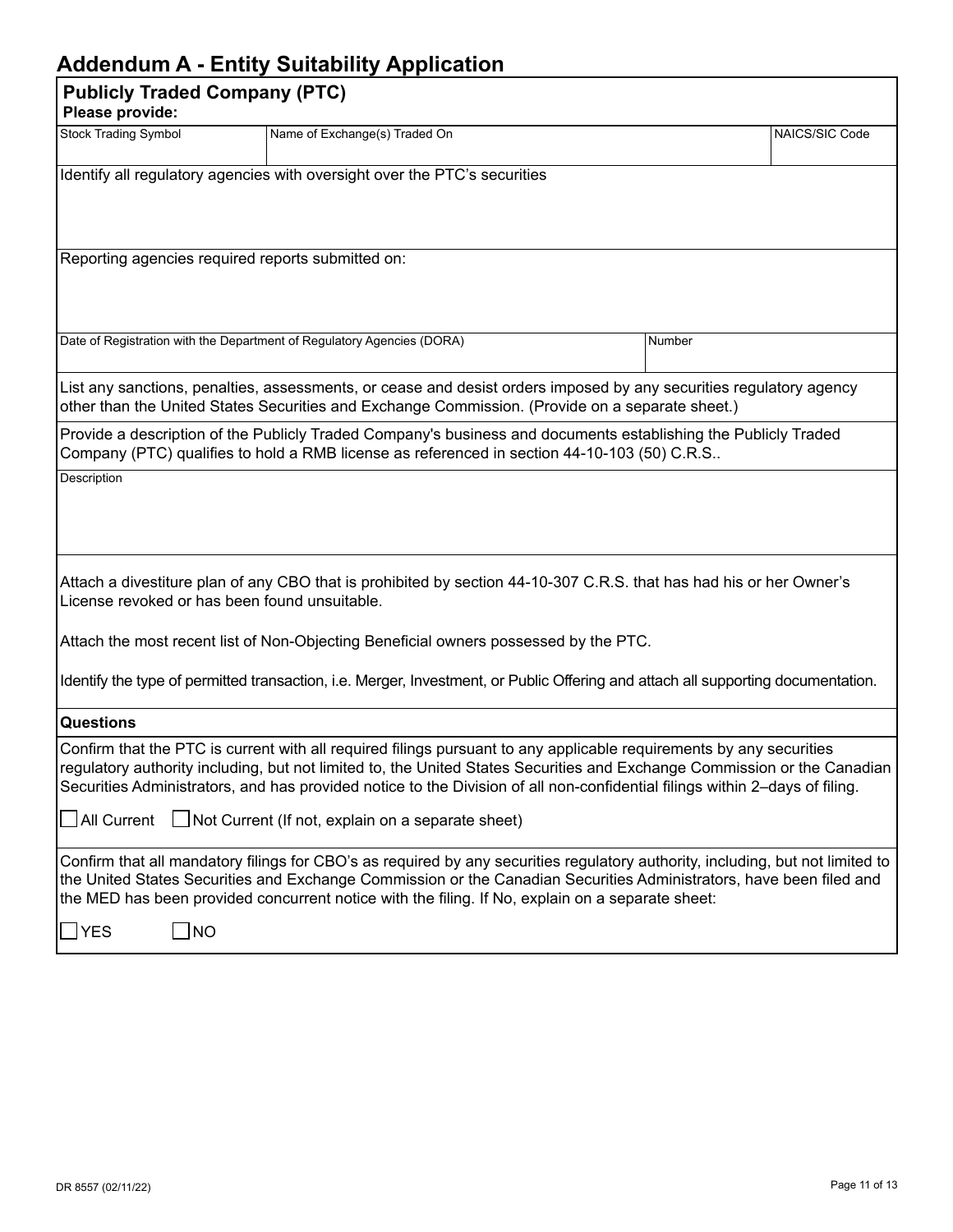# Addendum A - Entity Suitability Application

## Publicly Traded Company (PTC)

**Please provide:**

| Stock Trading Symbol | Name of Exchange(s) Traded On | NAICS/SIC Code |
|---|---|---|
| | | |

Identify all regulatory agencies with oversight over the PTC's securities

Reporting agencies required reports submitted on:

| Date of Registration with the Department of Regulatory Agencies (DORA) | Number |
|---|---|
| | |

List any sanctions, penalties, assessments, or cease and desist orders imposed by any securities regulatory agency other than the United States Securities and Exchange Commission. (Provide on a separate sheet.)

Provide a description of the Publicly Traded Company's business and documents establishing the Publicly Traded Company (PTC) qualifies to hold a RMB license as referenced in section 44-10-103 (50) C.R.S..

Description

Attach a divestiture plan of any CBO that is prohibited by section 44-10-307 C.R.S. that has had his or her Owner's License revoked or has been found unsuitable.

Attach the most recent list of Non-Objecting Beneficial owners possessed by the PTC.

Identify the type of permitted transaction, i.e. Merger, Investment, or Public Offering and attach all supporting documentation.

**Questions**

Confirm that the PTC is current with all required filings pursuant to any applicable requirements by any securities regulatory authority including, but not limited to, the United States Securities and Exchange Commission or the Canadian Securities Administrators, and has provided notice to the Division of all non-confidential filings within 2–days of filing.

☐ All Current ☐ Not Current (If not, explain on a separate sheet)

Confirm that all mandatory filings for CBO's as required by any securities regulatory authority, including, but not limited to the United States Securities and Exchange Commission or the Canadian Securities Administrators, have been filed and the MED has been provided concurrent notice with the filing. If No, explain on a separate sheet:

☐ YES ☐ NO

DR 8557 (02/11/22)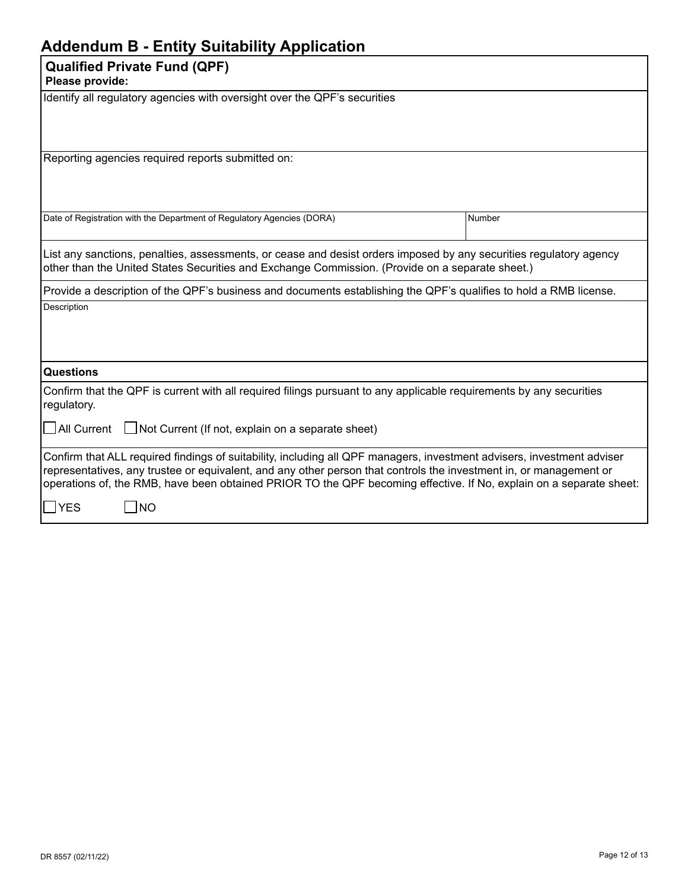# Addendum B - Entity Suitability Application

## Qualified Private Fund (QPF)

**Please provide:**

Identify all regulatory agencies with oversight over the QPF's securities

Reporting agencies required reports submitted on:

| Date of Registration with the Department of Regulatory Agencies (DORA) | Number |
|---|---|
| | |

List any sanctions, penalties, assessments, or cease and desist orders imposed by any securities regulatory agency other than the United States Securities and Exchange Commission. (Provide on a separate sheet.)

Provide a description of the QPF's business and documents establishing the QPF's qualifies to hold a RMB license.

Description

### Questions

Confirm that the QPF is current with all required filings pursuant to any applicable requirements by any securities regulatory.

☐ All Current ☐ Not Current (If not, explain on a separate sheet)

Confirm that ALL required findings of suitability, including all QPF managers, investment advisers, investment adviser representatives, any trustee or equivalent, and any other person that controls the investment in, or management or operations of, the RMB, have been obtained PRIOR TO the QPF becoming effective. If No, explain on a separate sheet:

☐ YES ☐ NO

DR 8557 (02/11/22)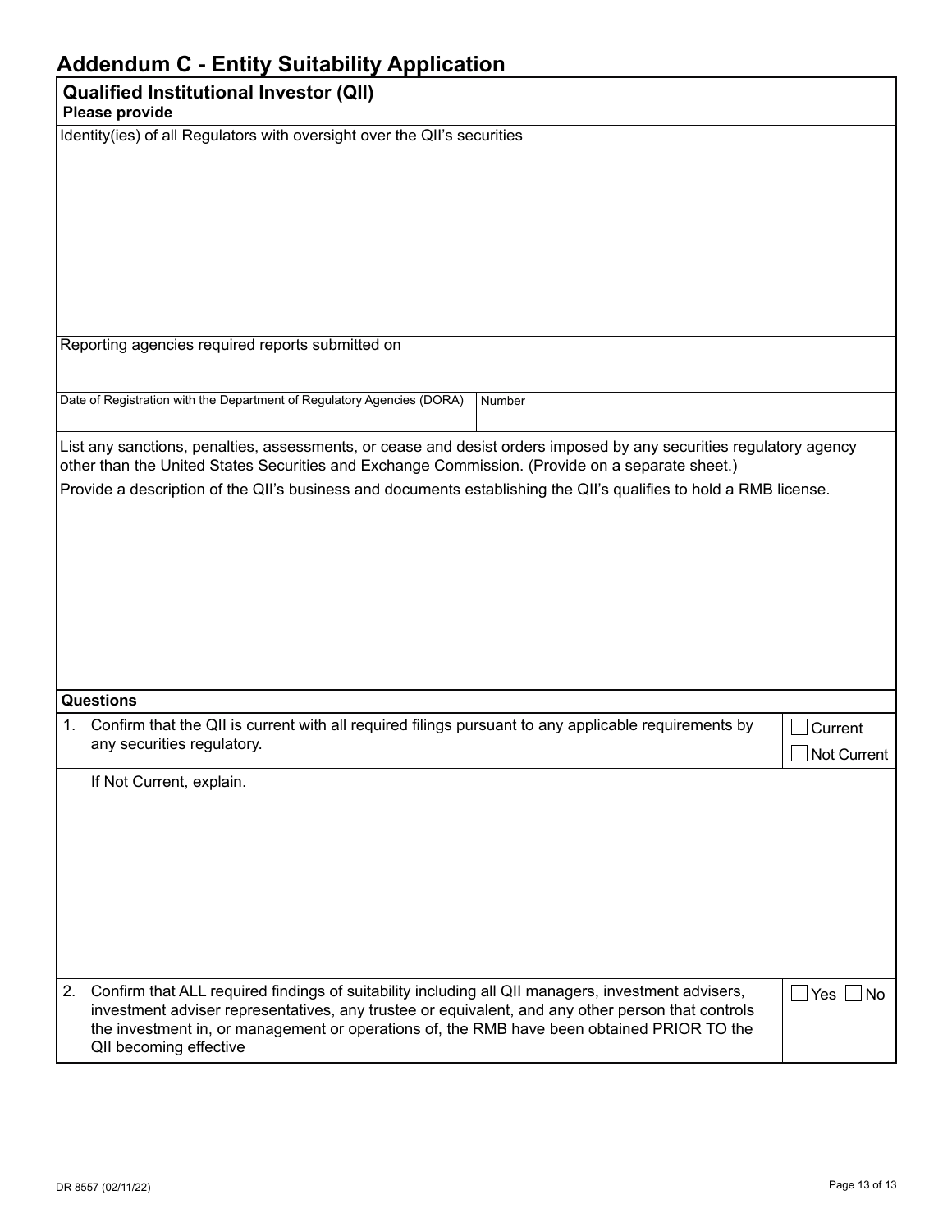# Addendum C - Entity Suitability Application

## Qualified Institutional Investor (QII)

**Please provide**

Identity(ies) of all Regulators with oversight over the QII's securities

Reporting agencies required reports submitted on

| Date of Registration with the Department of Regulatory Agencies (DORA) | Number |
|---|---|
| | |

List any sanctions, penalties, assessments, or cease and desist orders imposed by any securities regulatory agency other than the United States Securities and Exchange Commission. (Provide on a separate sheet.)

Provide a description of the QII's business and documents establishing the QII's qualifies to hold a RMB license.

**Questions**

| | | |
|---|---|---|
| 1. | Confirm that the QII is current with all required filings pursuant to any applicable requirements by any securities regulatory. | ☐ Current ☐ Not Current |
| | If Not Current, explain. | |
| 2. | Confirm that ALL required findings of suitability including all QII managers, investment advisers, investment adviser representatives, any trustee or equivalent, and any other person that controls the investment in, or management or operations of, the RMB have been obtained PRIOR TO the QII becoming effective | ☐ Yes ☐ No |

DR 8557 (02/11/22)